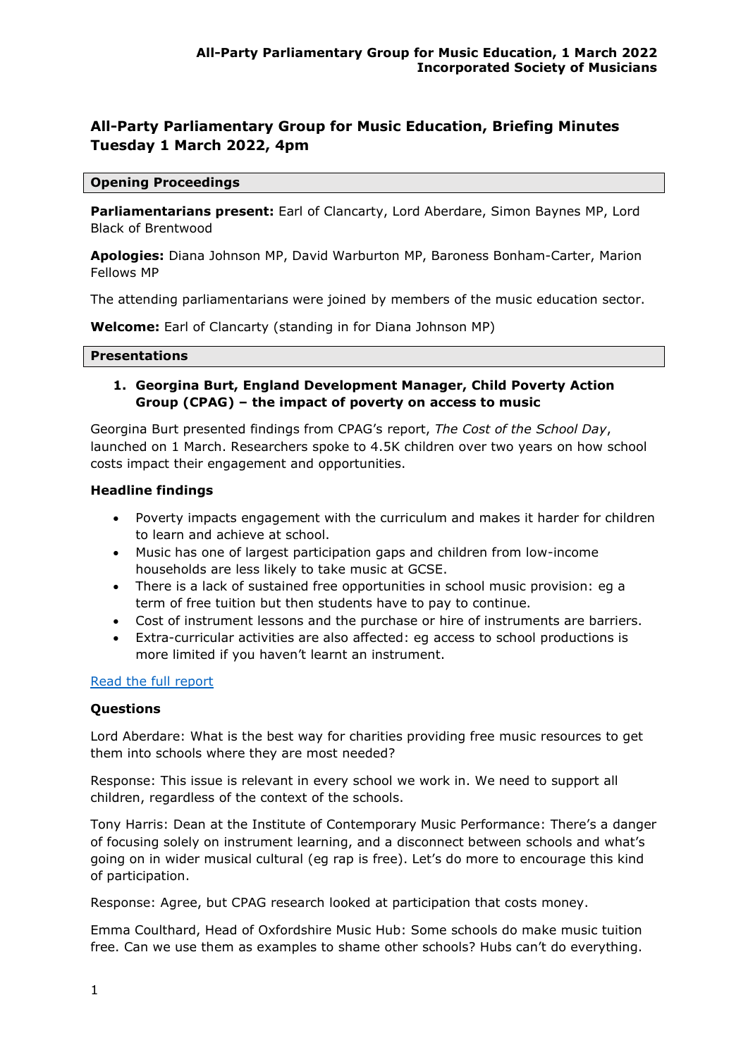# All-Party Parliamentary Group for Music Education, Briefing Minutes Tuesday 1 March 2022, 4pm

## Opening Proceedings

**Parliamentarians present:** Earl of Clancarty, Lord Aberdare, Simon Baynes MP, Lord Black of Brentwood

**Apologies:** Diana Johnson MP, David Warburton MP, Baroness Bonham-Carter, Marion Fellows MP

The attending parliamentarians were joined by members of the music education sector.

**Welcome:** Earl of Clancarty (standing in for Diana Johnson MP)

## Presentations

1. **Georgina Burt, England Development Manager, Child Poverty Action Group (CPAG) – the impact of poverty on access to music**

Georgina Burt presented findings from CPAG's report, *The Cost of the School Day*, launched on 1 March. Researchers spoke to 4.5K children over two years on how school costs impact their engagement and opportunities.

### Headline findings

- Poverty impacts engagement with the curriculum and makes it harder for children to learn and achieve at school.
- Music has one of largest participation gaps and children from low-income households are less likely to take music at GCSE.
- There is a lack of sustained free opportunities in school music provision: eg a term of free tuition but then students have to pay to continue.
- Cost of instrument lessons and the purchase or hire of instruments are barriers.
- Extra-curricular activities are also affected: eg access to school productions is more limited if you haven't learnt an instrument.

Read the full report

### Questions

Lord Aberdare: What is the best way for charities providing free music resources to get them into schools where they are most needed?

Response: This issue is relevant in every school we work in. We need to support all children, regardless of the context of the schools.

Tony Harris: Dean at the Institute of Contemporary Music Performance: There's a danger of focusing solely on instrument learning, and a disconnect between schools and what's going on in wider musical cultural (eg rap is free). Let's do more to encourage this kind of participation.

Response: Agree, but CPAG research looked at participation that costs money.

Emma Coulthard, Head of Oxfordshire Music Hub: Some schools do make music tuition free. Can we use them as examples to shame other schools? Hubs can't do everything.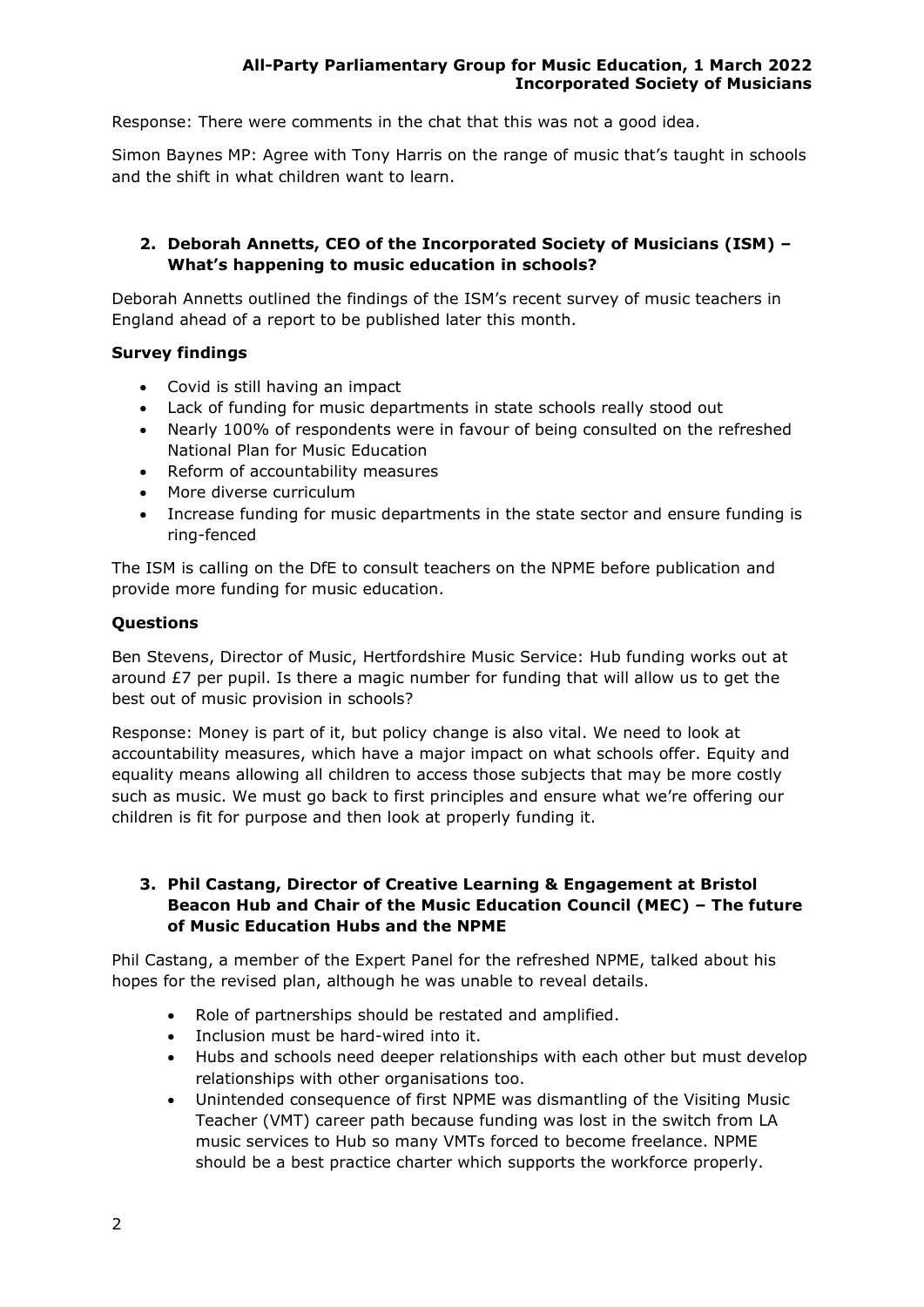Response: There were comments in the chat that this was not a good idea.

Simon Baynes MP: Agree with Tony Harris on the range of music that's taught in schools and the shift in what children want to learn.

### 2. Deborah Annetts, CEO of the Incorporated Society of Musicians (ISM) – What's happening to music education in schools?

Deborah Annetts outlined the findings of the ISM's recent survey of music teachers in England ahead of a report to be published later this month.

**Survey findings**

- Covid is still having an impact
- Lack of funding for music departments in state schools really stood out
- Nearly 100% of respondents were in favour of being consulted on the refreshed National Plan for Music Education
- Reform of accountability measures
- More diverse curriculum
- Increase funding for music departments in the state sector and ensure funding is ring-fenced

The ISM is calling on the DfE to consult teachers on the NPME before publication and provide more funding for music education.

**Questions**

Ben Stevens, Director of Music, Hertfordshire Music Service: Hub funding works out at around £7 per pupil. Is there a magic number for funding that will allow us to get the best out of music provision in schools?

Response: Money is part of it, but policy change is also vital. We need to look at accountability measures, which have a major impact on what schools offer. Equity and equality means allowing all children to access those subjects that may be more costly such as music. We must go back to first principles and ensure what we're offering our children is fit for purpose and then look at properly funding it.

### 3. Phil Castang, Director of Creative Learning & Engagement at Bristol Beacon Hub and Chair of the Music Education Council (MEC) – The future of Music Education Hubs and the NPME

Phil Castang, a member of the Expert Panel for the refreshed NPME, talked about his hopes for the revised plan, although he was unable to reveal details.

- Role of partnerships should be restated and amplified.
- Inclusion must be hard-wired into it.
- Hubs and schools need deeper relationships with each other but must develop relationships with other organisations too.
- Unintended consequence of first NPME was dismantling of the Visiting Music Teacher (VMT) career path because funding was lost in the switch from LA music services to Hub so many VMTs forced to become freelance. NPME should be a best practice charter which supports the workforce properly.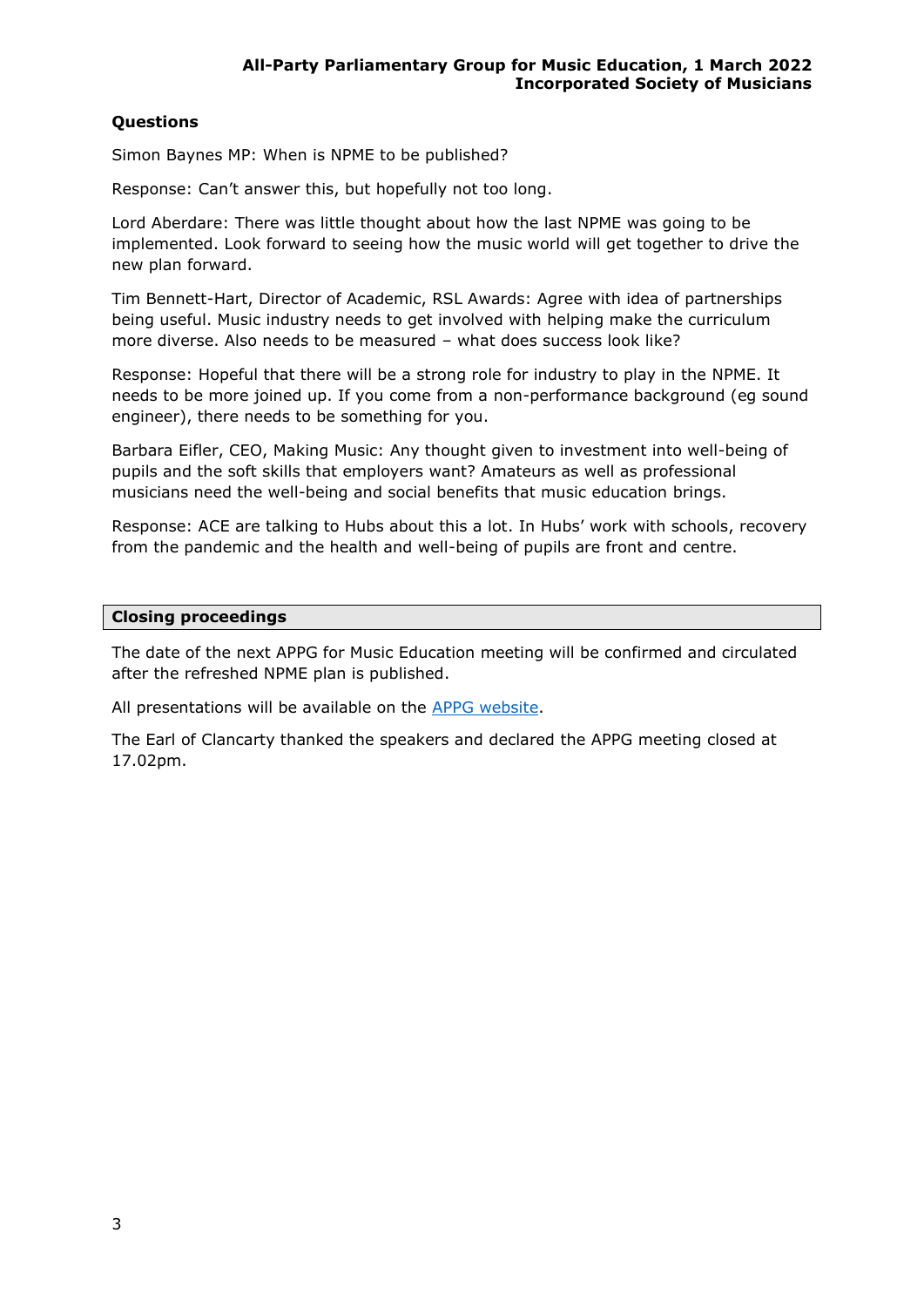**Questions**

Simon Baynes MP: When is NPME to be published?

Response: Can't answer this, but hopefully not too long.

Lord Aberdare: There was little thought about how the last NPME was going to be implemented. Look forward to seeing how the music world will get together to drive the new plan forward.

Tim Bennett-Hart, Director of Academic, RSL Awards: Agree with idea of partnerships being useful. Music industry needs to get involved with helping make the curriculum more diverse. Also needs to be measured – what does success look like?

Response: Hopeful that there will be a strong role for industry to play in the NPME. It needs to be more joined up. If you come from a non-performance background (eg sound engineer), there needs to be something for you.

Barbara Eifler, CEO, Making Music: Any thought given to investment into well-being of pupils and the soft skills that employers want? Amateurs as well as professional musicians need the well-being and social benefits that music education brings.

Response: ACE are talking to Hubs about this a lot. In Hubs' work with schools, recovery from the pandemic and the health and well-being of pupils are front and centre.

## Closing proceedings

The date of the next APPG for Music Education meeting will be confirmed and circulated after the refreshed NPME plan is published.

All presentations will be available on the [APPG website].

The Earl of Clancarty thanked the speakers and declared the APPG meeting closed at 17.02pm.